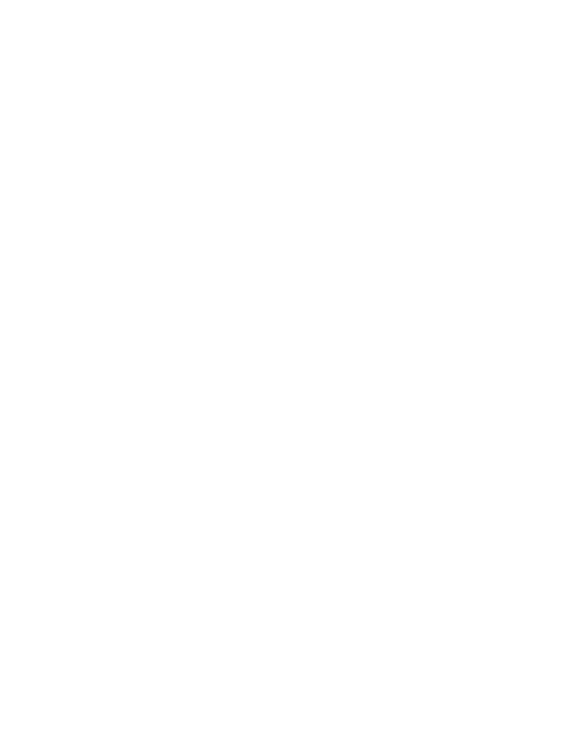## **Youth - Sweepstakes Points 2021/2022 Season Sorted by: EXHIBITOR As of 5/2/2022 - Web Only**

|                                                        | <b>Number Shown:</b>    | 10852         |
|--------------------------------------------------------|-------------------------|---------------|
|                                                        | <b>Number of Shows:</b> | 433           |
| Rank Exhibitor / State / # of Shows                    |                         | <b>Points</b> |
| 90 Agans, Mya - MI                                     | 3                       | 10            |
| 73 Aton, Patrick - LA                                  | 2                       | 98            |
| 86 Bailey, Brylie - LA                                 | 3                       | 32            |
| 32 Bozeman, Hanna - TX                                 | 7                       | 841           |
| 13 Brattlie, Hanna - WI                                | 14                      | 2909          |
| 14 Brattlie, Rylee - WI                                | 14                      | 2723          |
| 35 Brown, Jacob - GA                                   | 10                      | 639           |
| 62 Brown, Shaylee - WY                                 | 5                       | 174           |
| 69 Brown, Weston - WY                                  | 5                       | 115           |
| 18 Buatte, Morgan - IL                                 | 17                      | 1611          |
| 36 Burton, Clarissa - OK                               | 6                       | 567           |
| 19 Campbell, Evangeline - OK                           | 18                      | 1380          |
| 41 Cape, Abigail - OR                                  | 2<br>1                  | 359<br>346    |
| 42 Comp, Alexis - PA<br>26 Corgard, Wesley - MN        | 7                       | 950           |
| 44 Cosenza, Savannah - NJ                              | 12                      | 335           |
| 34 Curley, Eva - NY                                    | 4                       | 650           |
| 71 Curley, Eva & Gabriella - NY                        | 2                       | 104           |
| 64 Curley, Gabriella - NY                              | 2                       | 160           |
| 65 Dazey, Hannah - TX                                  | 6                       | 153           |
| 46 Dill, Lacey - CA                                    | 12                      | 312           |
| 11 Feia, Morgan / Trinity & Douglas - MN               | 21                      | 3150          |
| 25 Finch, Abigail - TX                                 | 41                      | 954           |
| 68 Fisher, Reese & Rory - IN                           | 3                       | 116           |
| 57 Floyd, Kali - TX                                    | 5                       | 209           |
| 79 Floyd, Karley - TX                                  | 2                       | 51            |
| 53 Floyd, Keely - TX                                   | 5                       | 263           |
| 58 Frain, Andrew - NE                                  | 4                       | 191           |
| 37 Frost, Parker - CO                                  | 10                      | 505           |
| 83 Frost, Scarlet - CO                                 | 4                       | 42            |
| 59 Gravdahl, Logan & Landon - MN                       | 6                       | 185           |
| 48 Henderson, Katy - IN                                | 5                       | 305           |
| 9 Herring, Lacey - IA                                  | 12                      | 3479          |
| 23 Hessou, Marissa - MI                                | 12                      | 1044          |
| 76 Holbert, Savannah - WA                              | 2                       | 60            |
| 80 Hood, Kassie - LA                                   | 2                       | 48            |
| 38 Hooper, Sydney - OH                                 | 6                       | 469           |
| 39 Howard, Neva - OK<br>8 Hubbard, Claire - TX         | 10                      | 409           |
| 6 Hunter, Abby - MN                                    | 28<br>20                | 4005<br>4445  |
| 78 Hutchison, Gracee - KY                              | 1                       | 54            |
| 49 James, Gibson - MI                                  | 9                       | 297           |
| 47 James, Piper - MI                                   | 9                       | 307           |
| 75 Jesko, Kinley - TX                                  | 4                       | 69            |
| 72 Jesko, Nehemiah - TX                                | 4                       | 100           |
| 5 Jones, Russell - TX                                  | 34                      | 5732          |
| 82 Kendrick, Colton - MO                               | 1                       | 45            |
| 3 King, Lauren - TX                                    | 17                      | 6816          |
| 45 Kline, Abigail - IN                                 | 4                       | 314           |
| 52 Kline, Brianna - IN                                 | 4                       | 275           |
| 12 Knutsen, Cooper - CA                                | 30                      | 2939          |
| 84 Knutsen, Emmett - CA                                | 6                       | 40            |
| 66 Kudrna, Cyndi - SD                                  | 2                       | 140           |
| 33 Landsverk, Riley - WI                               | 8                       | 712           |
| 10 Larson, Ethan - CA                                  | 32                      | 3399          |
| 63 LaRue, Lelan - TX                                   | 9                       | 173           |
| 31 Malcolm, Carter - IN                                | 19                      | 890           |
| 17 Malcolm, Chase - IN                                 | 19                      | 2075          |
| 77 Masterson, Hannah - SD<br>88 Masterson, Hunter - SD | 3<br>1                  | 58<br>19      |
|                                                        |                         |               |